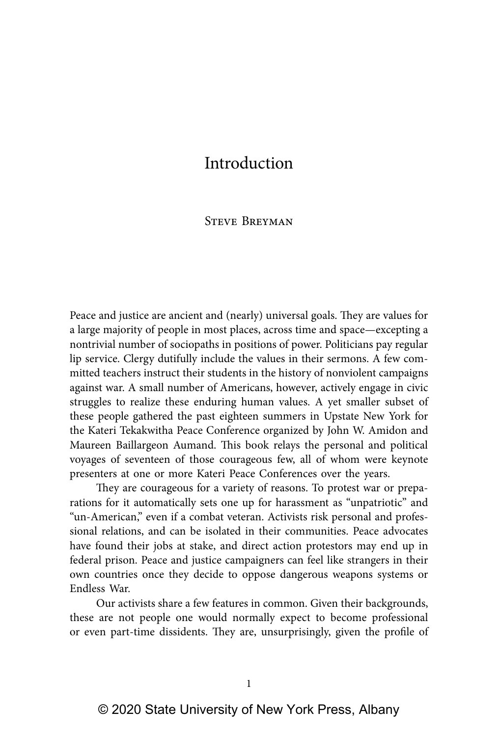# Introduction

Steve Breyman

Peace and justice are ancient and (nearly) universal goals. They are values for a large majority of people in most places, across time and space—excepting a nontrivial number of sociopaths in positions of power. Politicians pay regular lip service. Clergy dutifully include the values in their sermons. A few committed teachers instruct their students in the history of nonviolent campaigns against war. A small number of Americans, however, actively engage in civic struggles to realize these enduring human values. A yet smaller subset of these people gathered the past eighteen summers in Upstate New York for the Kateri Tekakwitha Peace Conference organized by John W. Amidon and Maureen Baillargeon Aumand. This book relays the personal and political voyages of seventeen of those courageous few, all of whom were keynote presenters at one or more Kateri Peace Conferences over the years.

They are courageous for a variety of reasons. To protest war or preparations for it automatically sets one up for harassment as "unpatriotic" and "un-American," even if a combat veteran. Activists risk personal and professional relations, and can be isolated in their communities. Peace advocates have found their jobs at stake, and direct action protestors may end up in federal prison. Peace and justice campaigners can feel like strangers in their own countries once they decide to oppose dangerous weapons systems or Endless War.

Our activists share a few features in common. Given their backgrounds, these are not people one would normally expect to become professional or even part-time dissidents. They are, unsurprisingly, given the profile of

© 2020 State University of New York Press, Albany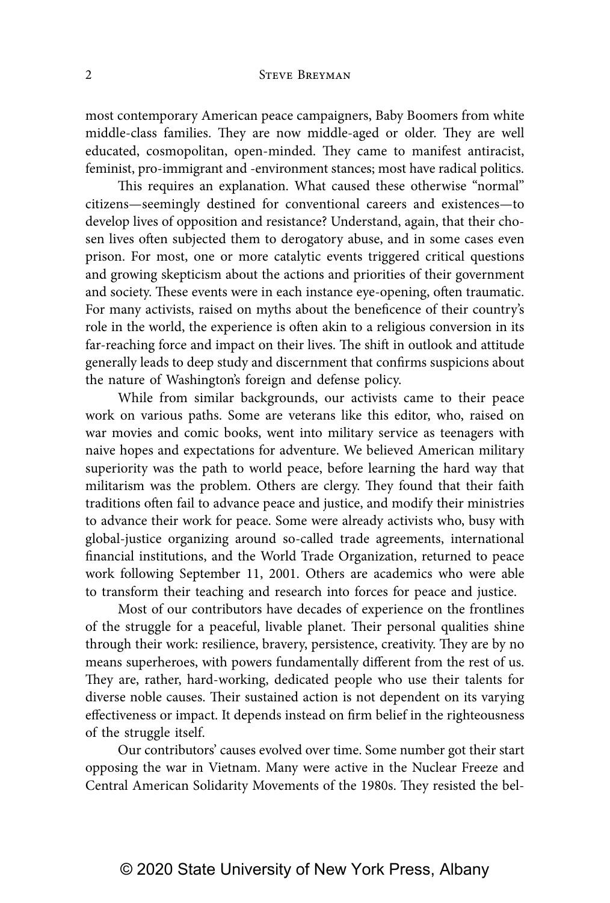most contemporary American peace campaigners, Baby Boomers from white middle-class families. They are now middle-aged or older. They are well educated, cosmopolitan, open-minded. They came to manifest antiracist, feminist, pro-immigrant and -environment stances; most have radical politics.

This requires an explanation. What caused these otherwise "normal" citizens—seemingly destined for conventional careers and existences—to develop lives of opposition and resistance? Understand, again, that their chosen lives often subjected them to derogatory abuse, and in some cases even prison. For most, one or more catalytic events triggered critical questions and growing skepticism about the actions and priorities of their government and society. These events were in each instance eye-opening, often traumatic. For many activists, raised on myths about the beneficence of their country's role in the world, the experience is often akin to a religious conversion in its far-reaching force and impact on their lives. The shift in outlook and attitude generally leads to deep study and discernment that confirms suspicions about the nature of Washington's foreign and defense policy.

While from similar backgrounds, our activists came to their peace work on various paths. Some are veterans like this editor, who, raised on war movies and comic books, went into military service as teenagers with naive hopes and expectations for adventure. We believed American military superiority was the path to world peace, before learning the hard way that militarism was the problem. Others are clergy. They found that their faith traditions often fail to advance peace and justice, and modify their ministries to advance their work for peace. Some were already activists who, busy with global-justice organizing around so-called trade agreements, international financial institutions, and the World Trade Organization, returned to peace work following September 11, 2001. Others are academics who were able to transform their teaching and research into forces for peace and justice.

Most of our contributors have decades of experience on the frontlines of the struggle for a peaceful, livable planet. Their personal qualities shine through their work: resilience, bravery, persistence, creativity. They are by no means superheroes, with powers fundamentally different from the rest of us. They are, rather, hard-working, dedicated people who use their talents for diverse noble causes. Their sustained action is not dependent on its varying effectiveness or impact. It depends instead on firm belief in the righteousness of the struggle itself.

Our contributors' causes evolved over time. Some number got their start opposing the war in Vietnam. Many were active in the Nuclear Freeze and Central American Solidarity Movements of the 1980s. They resisted the bel-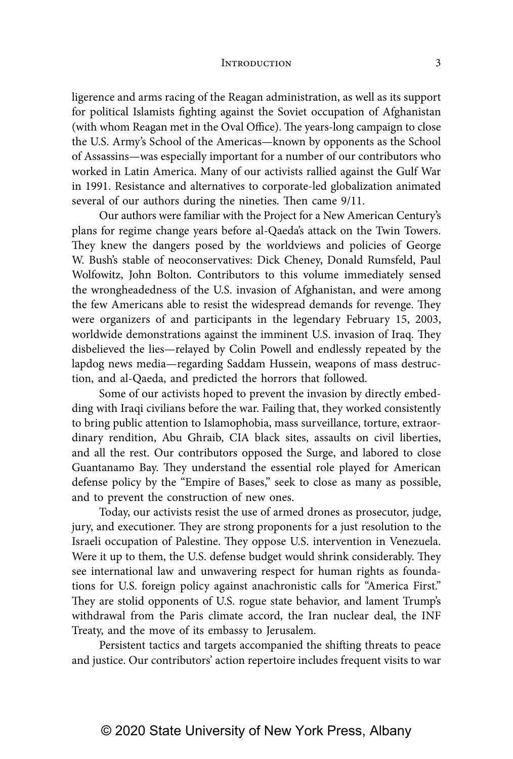ligerence and arms racing of the Reagan administration, as well as its support for political Islamists fighting against the Soviet occupation of Afghanistan (with whom Reagan met in the Oval Office). The years-long campaign to close the U.S. Army's School of the Americas—known by opponents as the School of Assassins—was especially important for a number of our contributors who worked in Latin America. Many of our activists rallied against the Gulf War in 1991. Resistance and alternatives to corporate-led globalization animated several of our authors during the nineties. Then came 9/11.

Our authors were familiar with the Project for a New American Century's plans for regime change years before al-Qaeda's attack on the Twin Towers. They knew the dangers posed by the worldviews and policies of George W. Bush's stable of neoconservatives: Dick Cheney, Donald Rumsfeld, Paul Wolfowitz, John Bolton. Contributors to this volume immediately sensed the wrongheadedness of the U.S. invasion of Afghanistan, and were among the few Americans able to resist the widespread demands for revenge. They were organizers of and participants in the legendary February 15, 2003, worldwide demonstrations against the imminent U.S. invasion of Iraq. They disbelieved the lies—relayed by Colin Powell and endlessly repeated by the lapdog news media—regarding Saddam Hussein, weapons of mass destruction, and al-Qaeda, and predicted the horrors that followed.

Some of our activists hoped to prevent the invasion by directly embedding with Iraqi civilians before the war. Failing that, they worked consistently to bring public attention to Islamophobia, mass surveillance, torture, extraordinary rendition, Abu Ghraib, CIA black sites, assaults on civil liberties, and all the rest. Our contributors opposed the Surge, and labored to close Guantanamo Bay. They understand the essential role played for American defense policy by the "Empire of Bases," seek to close as many as possible, and to prevent the construction of new ones.

Today, our activists resist the use of armed drones as prosecutor, judge, jury, and executioner. They are strong proponents for a just resolution to the Israeli occupation of Palestine. They oppose U.S. intervention in Venezuela. Were it up to them, the U.S. defense budget would shrink considerably. They see international law and unwavering respect for human rights as foundations for U.S. foreign policy against anachronistic calls for "America First." They are stolid opponents of U.S. rogue state behavior, and lament Trump's withdrawal from the Paris climate accord, the Iran nuclear deal, the INF Treaty, and the move of its embassy to Jerusalem.

Persistent tactics and targets accompanied the shifting threats to peace and justice. Our contributors' action repertoire includes frequent visits to war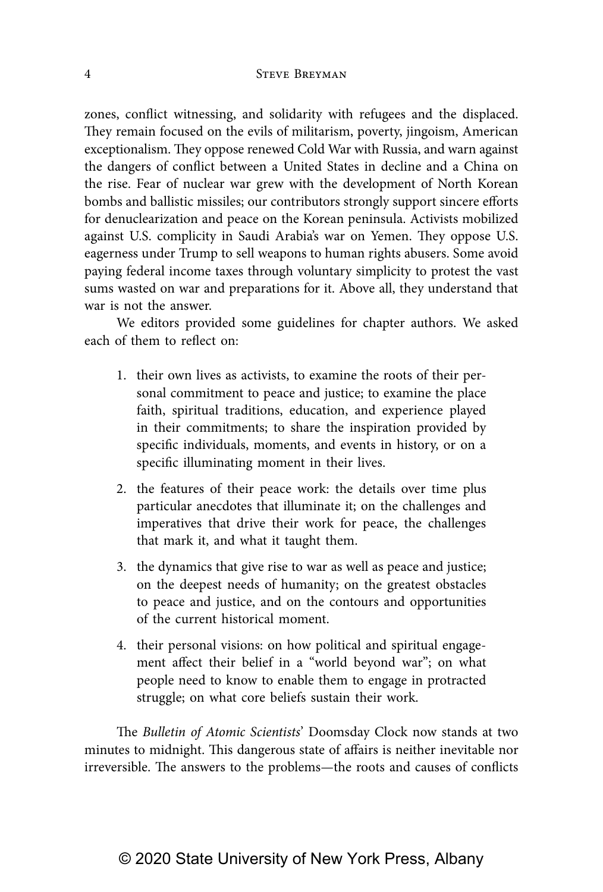zones, conflict witnessing, and solidarity with refugees and the displaced. They remain focused on the evils of militarism, poverty, jingoism, American exceptionalism. They oppose renewed Cold War with Russia, and warn against the dangers of conflict between a United States in decline and a China on the rise. Fear of nuclear war grew with the development of North Korean bombs and ballistic missiles; our contributors strongly support sincere efforts for denuclearization and peace on the Korean peninsula. Activists mobilized against U.S. complicity in Saudi Arabia's war on Yemen. They oppose U.S. eagerness under Trump to sell weapons to human rights abusers. Some avoid paying federal income taxes through voluntary simplicity to protest the vast sums wasted on war and preparations for it. Above all, they understand that war is not the answer.

We editors provided some guidelines for chapter authors. We asked each of them to reflect on:

1. their own lives as activists, to examine the roots of their personal commitment to peace and justice; to examine the place faith, spiritual traditions, education, and experience played in their commitments; to share the inspiration provided by specific individuals, moments, and events in history, or on a specific illuminating moment in their lives.
2. the features of their peace work: the details over time plus particular anecdotes that illuminate it; on the challenges and imperatives that drive their work for peace, the challenges that mark it, and what it taught them.
3. the dynamics that give rise to war as well as peace and justice; on the deepest needs of humanity; on the greatest obstacles to peace and justice, and on the contours and opportunities of the current historical moment.
4. their personal visions: on how political and spiritual engagement affect their belief in a "world beyond war"; on what people need to know to enable them to engage in protracted struggle; on what core beliefs sustain their work.

The *Bulletin of Atomic Scientists*' Doomsday Clock now stands at two minutes to midnight. This dangerous state of affairs is neither inevitable nor irreversible. The answers to the problems—the roots and causes of conflicts

© 2020 State University of New York Press, Albany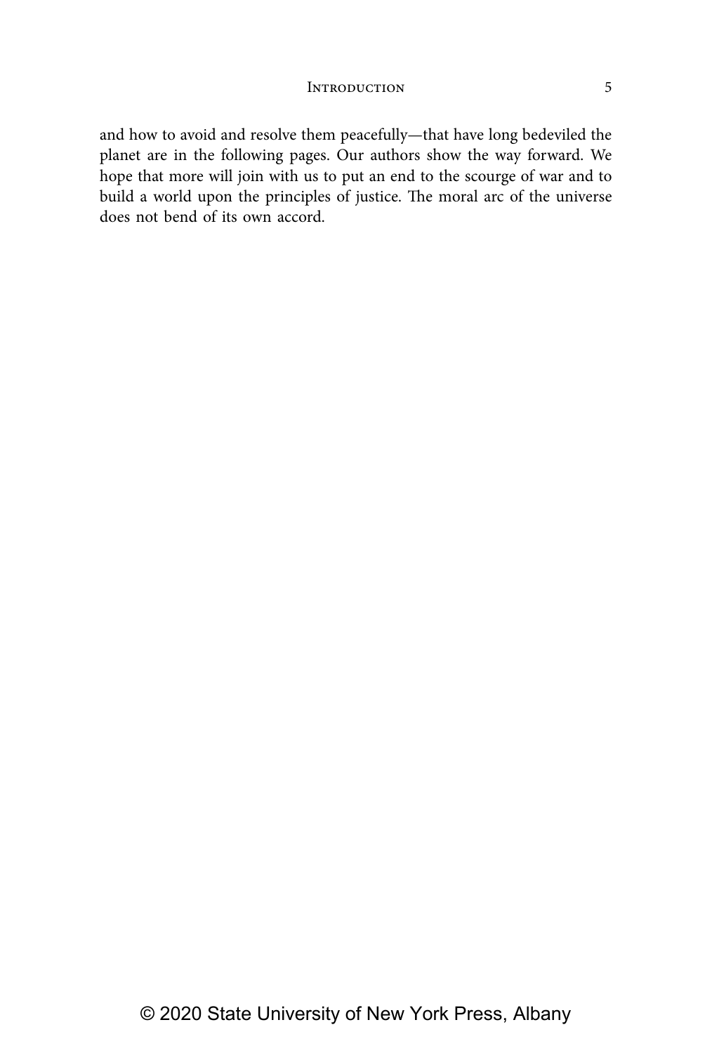and how to avoid and resolve them peacefully—that have long bedeviled the planet are in the following pages. Our authors show the way forward. We hope that more will join with us to put an end to the scourge of war and to build a world upon the principles of justice. The moral arc of the universe does not bend of its own accord.

© 2020 State University of New York Press, Albany